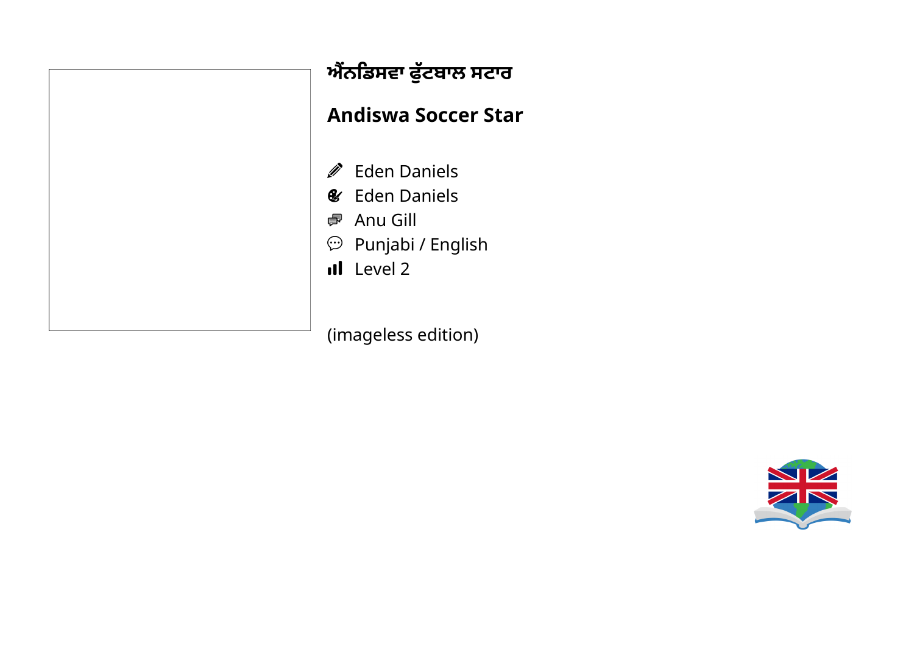# ਐਂਨਡਿਸਵਾ ਫੁੱਟਬਾਲ ਸਟਾਰ

## Andiswa Soccer Star

- Eden Daniels
- Eden Daniels
- Anu Gill
- Punjabi / English
- Level 2

(imageless edition)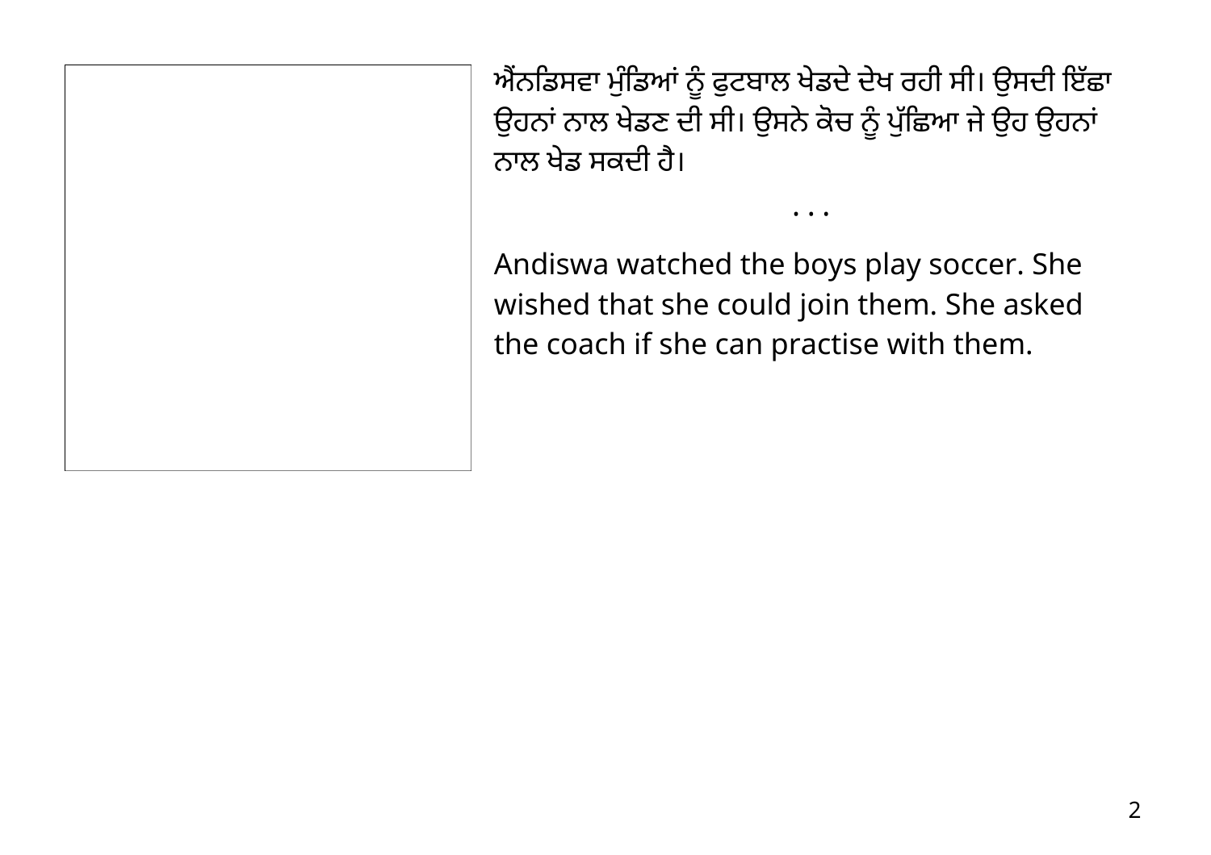ਐਂਨਡਿਸਵਾ ਮੁੰਡਿਆਂ ਨੂੰ ਫੁਟਬਾਲ ਖੇਡਦੇ ਦੇਖ ਰਹੀ ਸੀ। ਉਸਦੀ ਇੱਛਾ ਉਹਨਾਂ ਨਾਲ ਖੇਡਣ ਦੀ ਸੀ। ਉਸਨੇ ਕੋਚ ਨੂੰ ਪੁੱਛਿਆ ਜੇ ਉਹ ਉਹਨਾਂ ਨਾਲ ਖੇਡ ਸਕਦੀ ਹੈ।

• • •

Andiswa watched the boys play soccer. She wished that she could join them. She asked the coach if she can practise with them.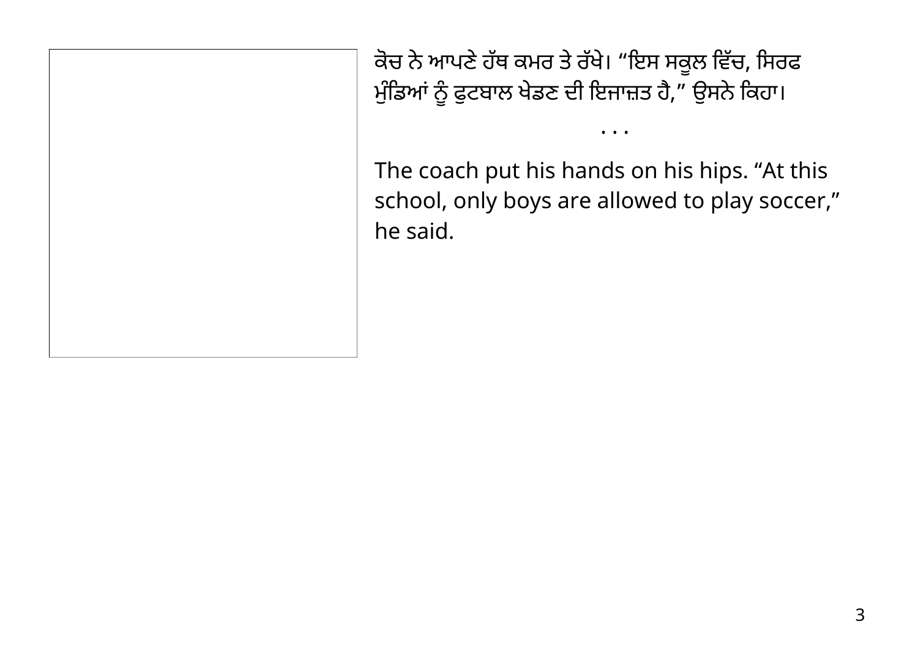ਕੋਚ ਨੇ ਆਪਣੇ ਹੱਥ ਕਮਰ ਤੇ ਰੱਖੇ। “ਇਸ ਸਕੂਲ ਵਿੱਚ, ਸਿਰਫ ਮੁੰਡਿਆਂ ਨੂੰ ਫੁਟਬਾਲ ਖੇਡਣ ਦੀ ਇਜਾਜ਼ਤ ਹੈ,” ਉਸਨੇ ਕਿਹਾ।

. . .

The coach put his hands on his hips. “At this school, only boys are allowed to play soccer,” he said.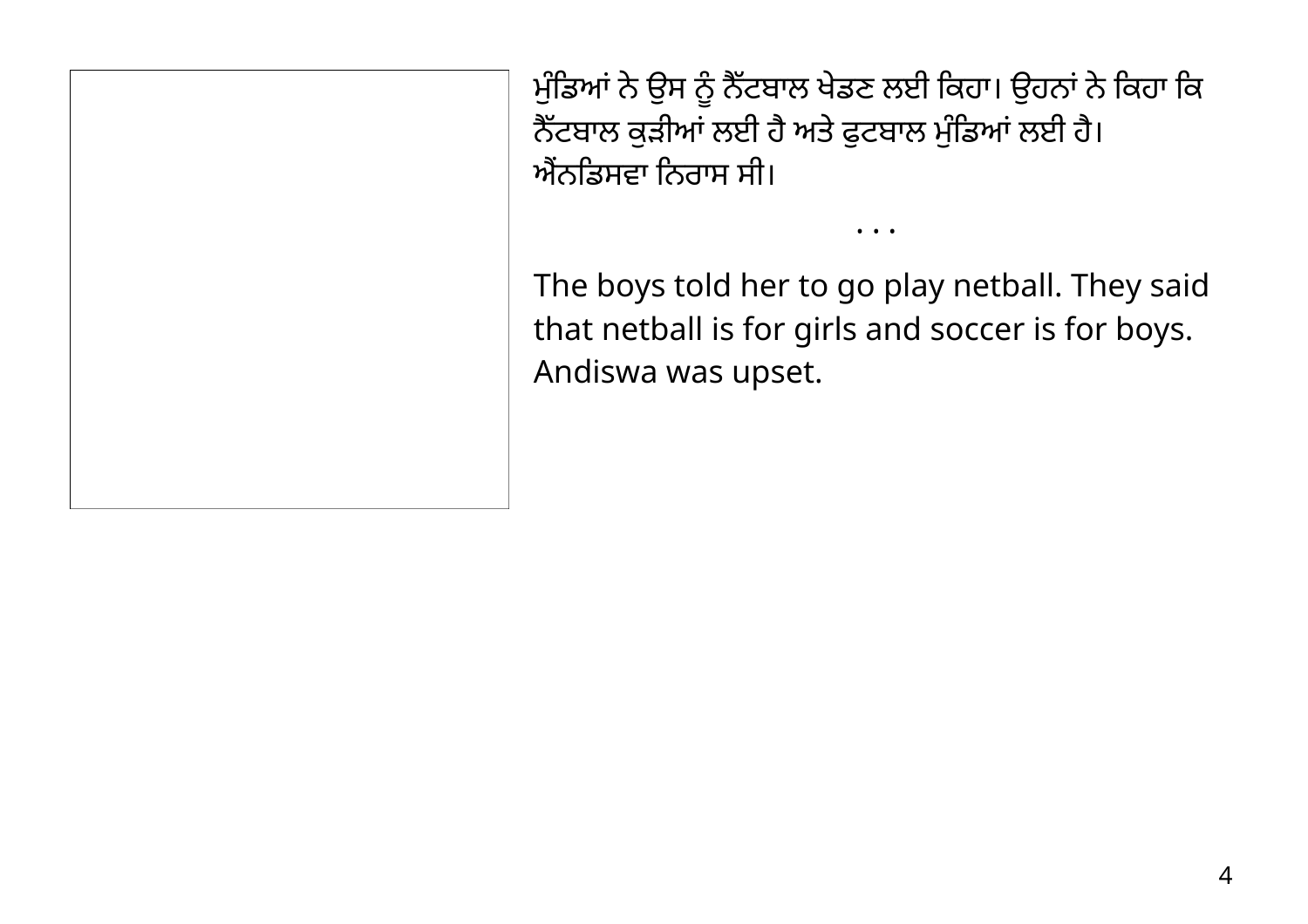ਮੁੰਡਿਆਂ ਨੇ ਉਸ ਨੂੰ ਨੈੱਟਬਾਲ ਖੇਡਣ ਲਈ ਕਿਹਾ। ਉਹਨਾਂ ਨੇ ਕਿਹਾ ਕਿ ਨੈੱਟਬਾਲ ਕੁੜੀਆਂ ਲਈ ਹੈ ਅਤੇ ਫੁਟਬਾਲ ਮੁੰਡਿਆਂ ਲਈ ਹੈ। ਐਂਨਡਿਸਵਾ ਨਿਰਾਸ ਸੀ।

• • •

The boys told her to go play netball. They said that netball is for girls and soccer is for boys. Andiswa was upset.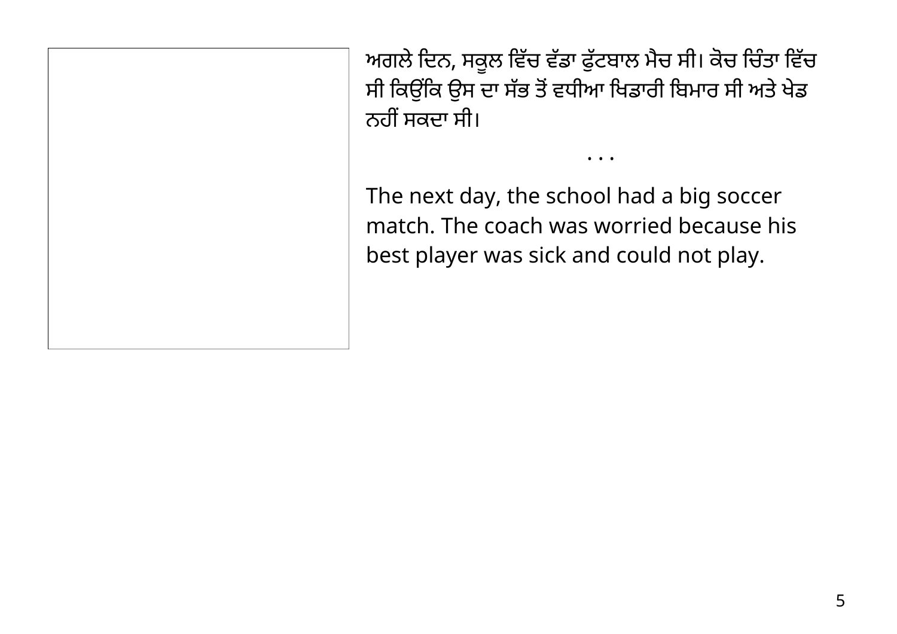ਅਗਲੇ ਦਿਨ, ਸਕੂਲ ਵਿੱਚ ਵੱਡਾ ਫੁੱਟਬਾਲ ਮੈਚ ਸੀ। ਕੋਚ ਚਿੰਤਾ ਵਿੱਚ ਸੀ ਕਿਉਂਕਿ ਉਸ ਦਾ ਸੱਭ ਤੋਂ ਵਧੀਆ ਖਿਡਾਰੀ ਬਿਮਾਰ ਸੀ ਅਤੇ ਖੇਡ ਨਹੀਂ ਸਕਦਾ ਸੀ।

. . .

The next day, the school had a big soccer match. The coach was worried because his best player was sick and could not play.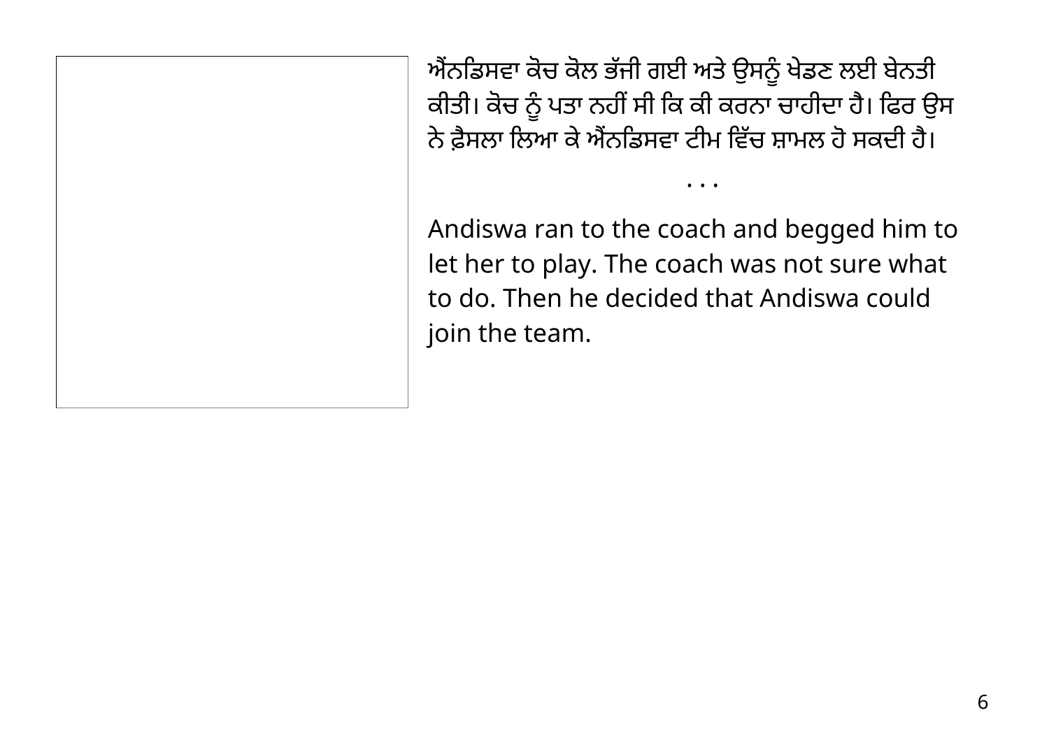ਐਂਨਡਿਸਵਾ ਕੋਚ ਕੋਲ ਭੱਜੀ ਗਈ ਅਤੇ ਉਸਨੂੰ ਖੇਡਣ ਲਈ ਬੇਨਤੀ ਕੀਤੀ। ਕੋਚ ਨੂੰ ਪਤਾ ਨਹੀਂ ਸੀ ਕਿ ਕੀ ਕਰਨਾ ਚਾਹੀਦਾ ਹੈ। ਫਿਰ ਉਸ ਨੇ ਫ਼ੈਸਲਾ ਲਿਆ ਕੇ ਐਂਨਡਿਸਵਾ ਟੀਮ ਵਿੱਚ ਸ਼ਾਮਲ ਹੋ ਸਕਦੀ ਹੈ।

. . .

Andiswa ran to the coach and begged him to let her to play. The coach was not sure what to do. Then he decided that Andiswa could join the team.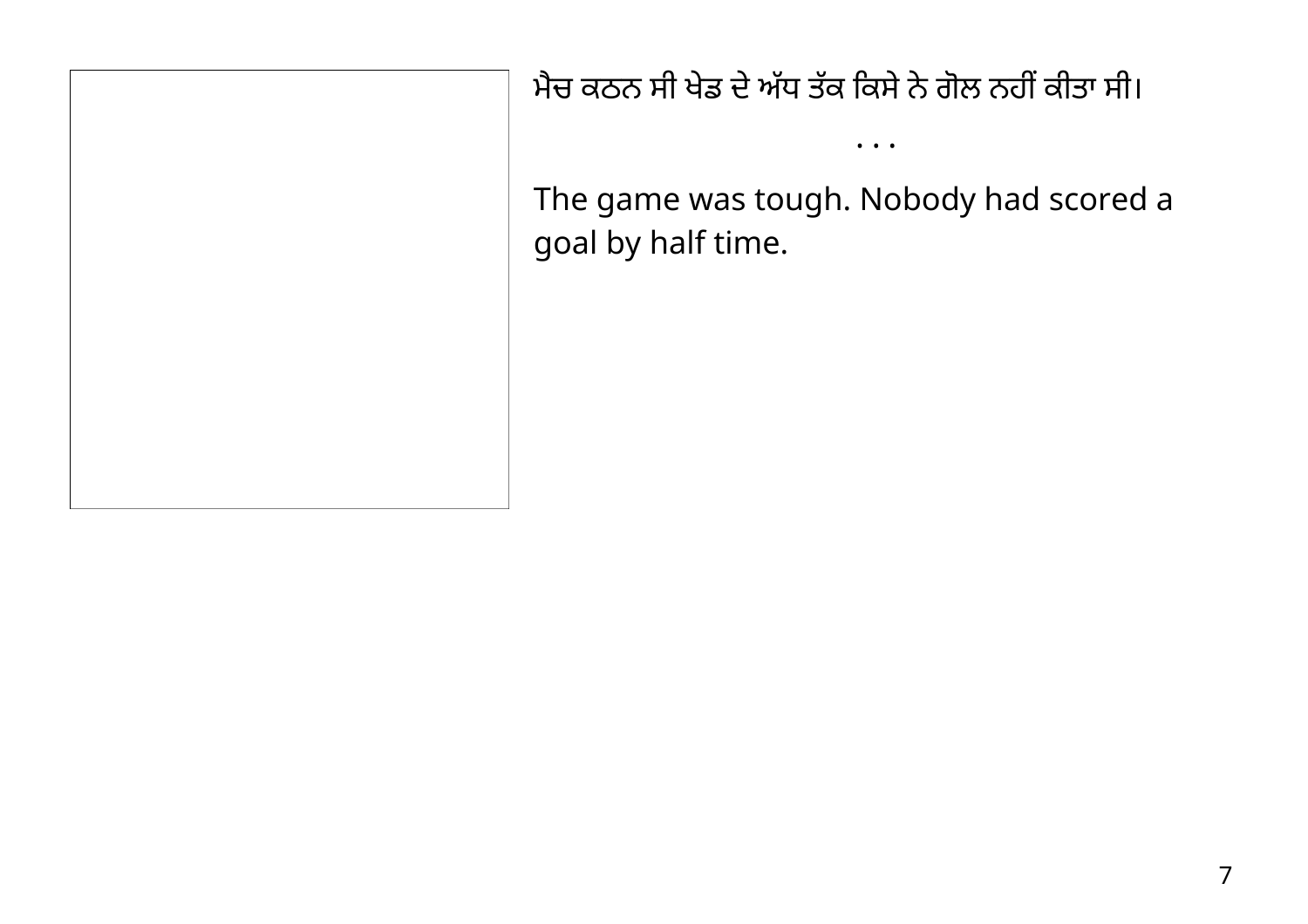ਮੈਚ ਕਠਨ ਸੀ ਖੇਡ ਦੇ ਅੱਧ ਤੱਕ ਕਿਸੇ ਨੇ ਗੋਲ ਨਹੀਂ ਕੀਤਾ ਸੀ।

...

The game was tough. Nobody had scored a goal by half time.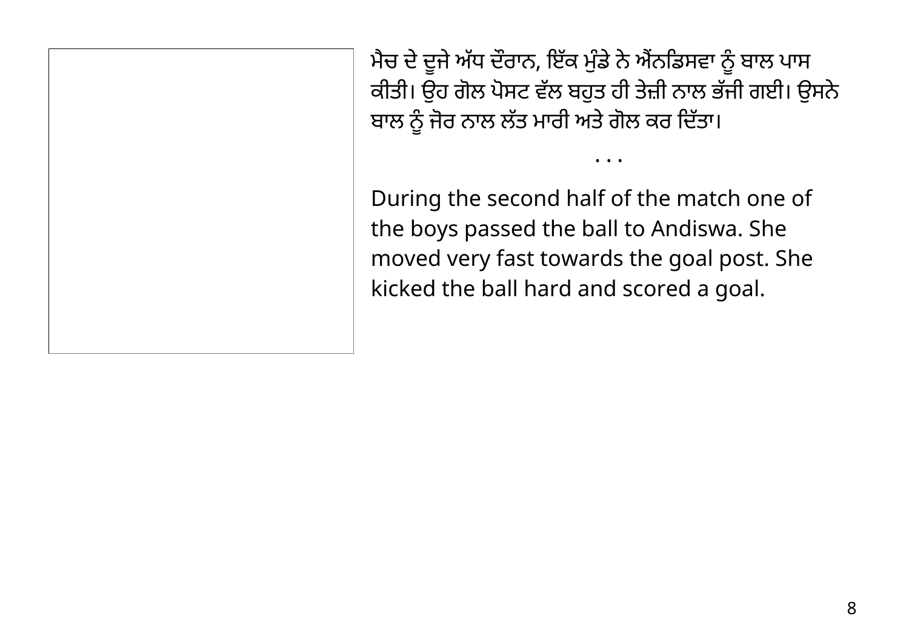ਮੈਚ ਦੇ ਦੂਜੇ ਅੱਧ ਦੌਰਾਨ, ਇੱਕ ਮੁੰਡੇ ਨੇ ਐਨਡਿਸਵਾ ਨੂੰ ਬਾਲ ਪਾਸ ਕੀਤੀ। ਉਹ ਗੋਲ ਪੋਸਟ ਵੱਲ ਬਹੁਤ ਹੀ ਤੇਜ਼ੀ ਨਾਲ ਭੱਜੀ ਗਈ। ਉਸਨੇ ਬਾਲ ਨੂੰ ਜੋਰ ਨਾਲ ਲੱਤ ਮਾਰੀ ਅਤੇ ਗੋਲ ਕਰ ਦਿੱਤਾ।

...

During the second half of the match one of the boys passed the ball to Andiswa. She moved very fast towards the goal post. She kicked the ball hard and scored a goal.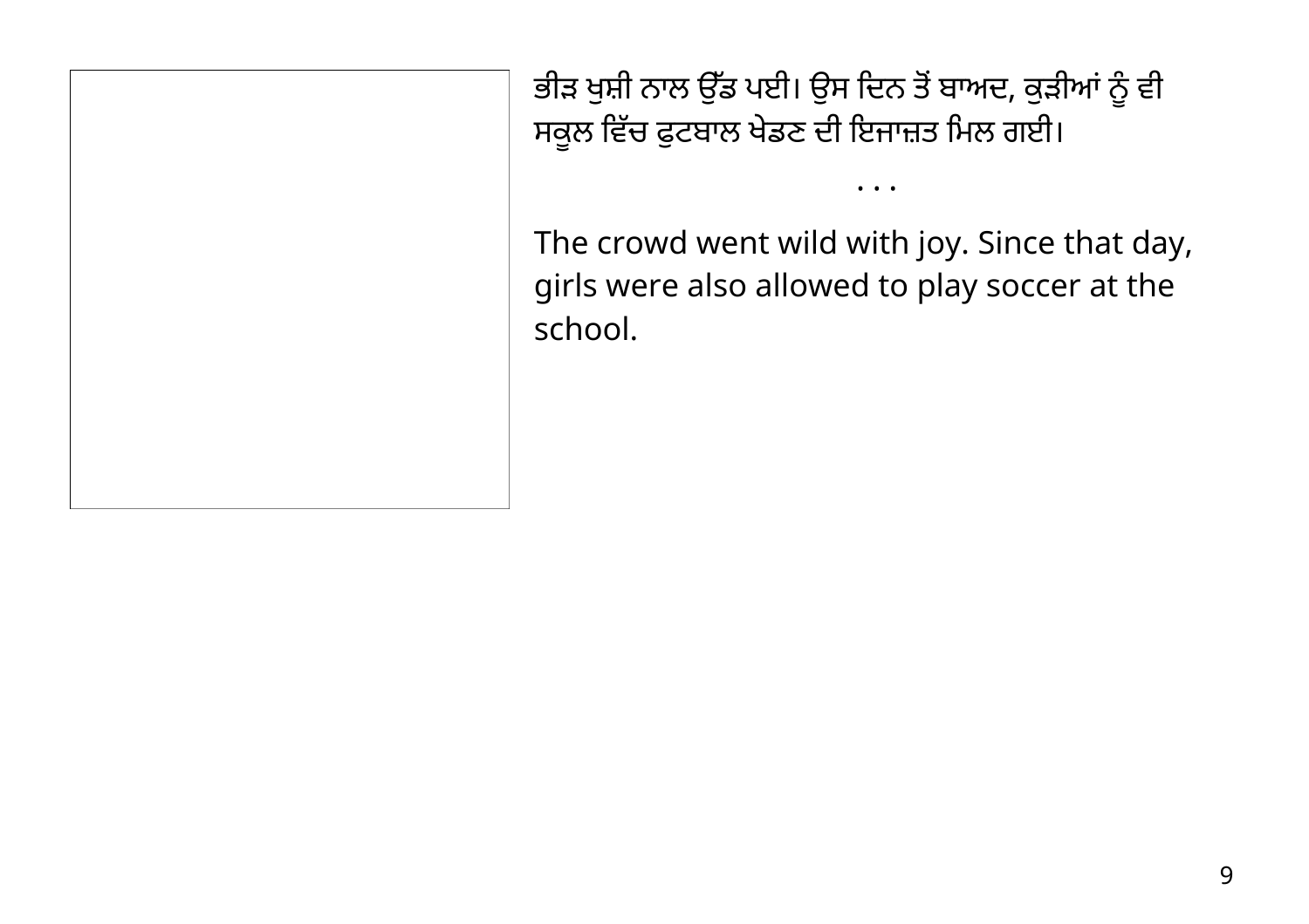ਭੀੜ ਖੁਸ਼ੀ ਨਾਲ ਉੱਡ ਪਈ। ਉਸ ਦਿਨ ਤੋਂ ਬਾਅਦ, ਕੁੜੀਆਂ ਨੂੰ ਵੀ ਸਕੂਲ ਵਿੱਚ ਫੁਟਬਾਲ ਖੇਡਣ ਦੀ ਇਜਾਜ਼ਤ ਮਿਲ ਗਈ।

...

The crowd went wild with joy. Since that day, girls were also allowed to play soccer at the school.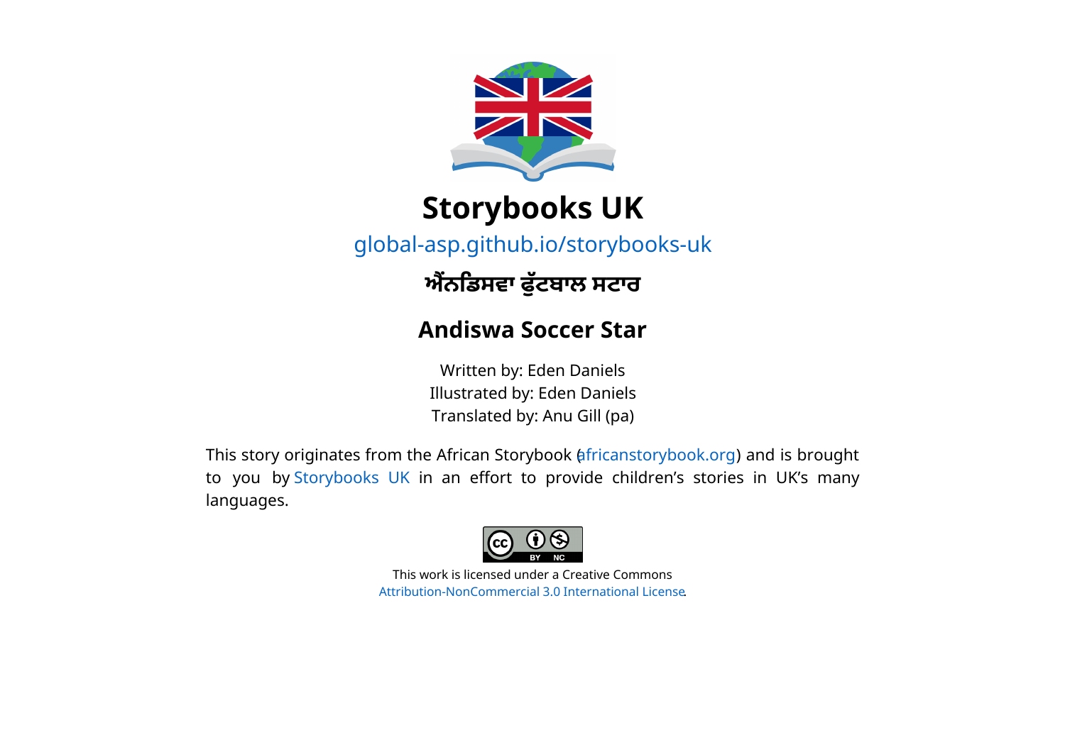# Storybooks UK

global-asp.github.io/storybooks-uk

## ਐਂਨਡਿਸਵਾ ਫੁੱਟਬਾਲ ਸਟਾਰ

## Andiswa Soccer Star

Written by: Eden Daniels
Illustrated by: Eden Daniels
Translated by: Anu Gill (pa)

This story originates from the African Storybook (africanstorybook.org) and is brought to you by Storybooks UK in an effort to provide children's stories in UK's many languages.

This work is licensed under a Creative Commons Attribution-NonCommercial 3.0 International License.